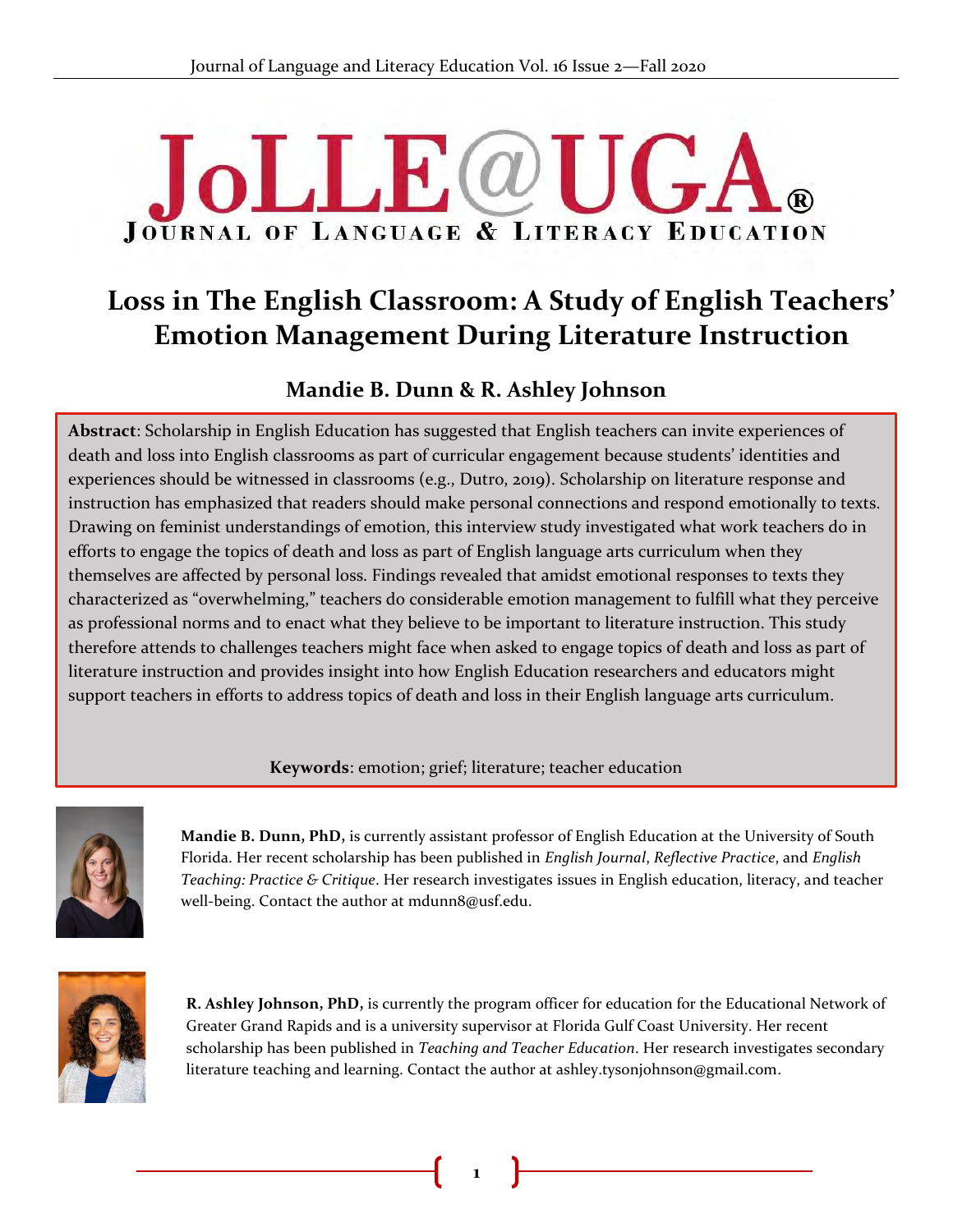# Loss in The English Classroom: A Study of English Teachers' Emotion Management During Literature Instruction

## Mandie B. Dunn & R. Ashley Johnson

**Abstract**: Scholarship in English Education has suggested that English teachers can invite experiences of death and loss into English classrooms as part of curricular engagement because students' identities and experiences should be witnessed in classrooms (e.g., Dutro, 2019). Scholarship on literature response and instruction has emphasized that readers should make personal connections and respond emotionally to texts. Drawing on feminist understandings of emotion, this interview study investigated what work teachers do in efforts to engage the topics of death and loss as part of English language arts curriculum when they themselves are affected by personal loss. Findings revealed that amidst emotional responses to texts they characterized as "overwhelming," teachers do considerable emotion management to fulfill what they perceive as professional norms and to enact what they believe to be important to literature instruction. This study therefore attends to challenges teachers might face when asked to engage topics of death and loss as part of literature instruction and provides insight into how English Education researchers and educators might support teachers in efforts to address topics of death and loss in their English language arts curriculum.

**Keywords**: emotion; grief; literature; teacher education

**Mandie B. Dunn, PhD,** is currently assistant professor of English Education at the University of South Florida. Her recent scholarship has been published in *English Journal*, *Reflective Practice*, and *English Teaching: Practice & Critique*. Her research investigates issues in English education, literacy, and teacher well-being. Contact the author at mdunn8@usf.edu.

**R. Ashley Johnson, PhD,** is currently the program officer for education for the Educational Network of Greater Grand Rapids and is a university supervisor at Florida Gulf Coast University. Her recent scholarship has been published in *Teaching and Teacher Education*. Her research investigates secondary literature teaching and learning. Contact the author at ashley.tysonjohnson@gmail.com.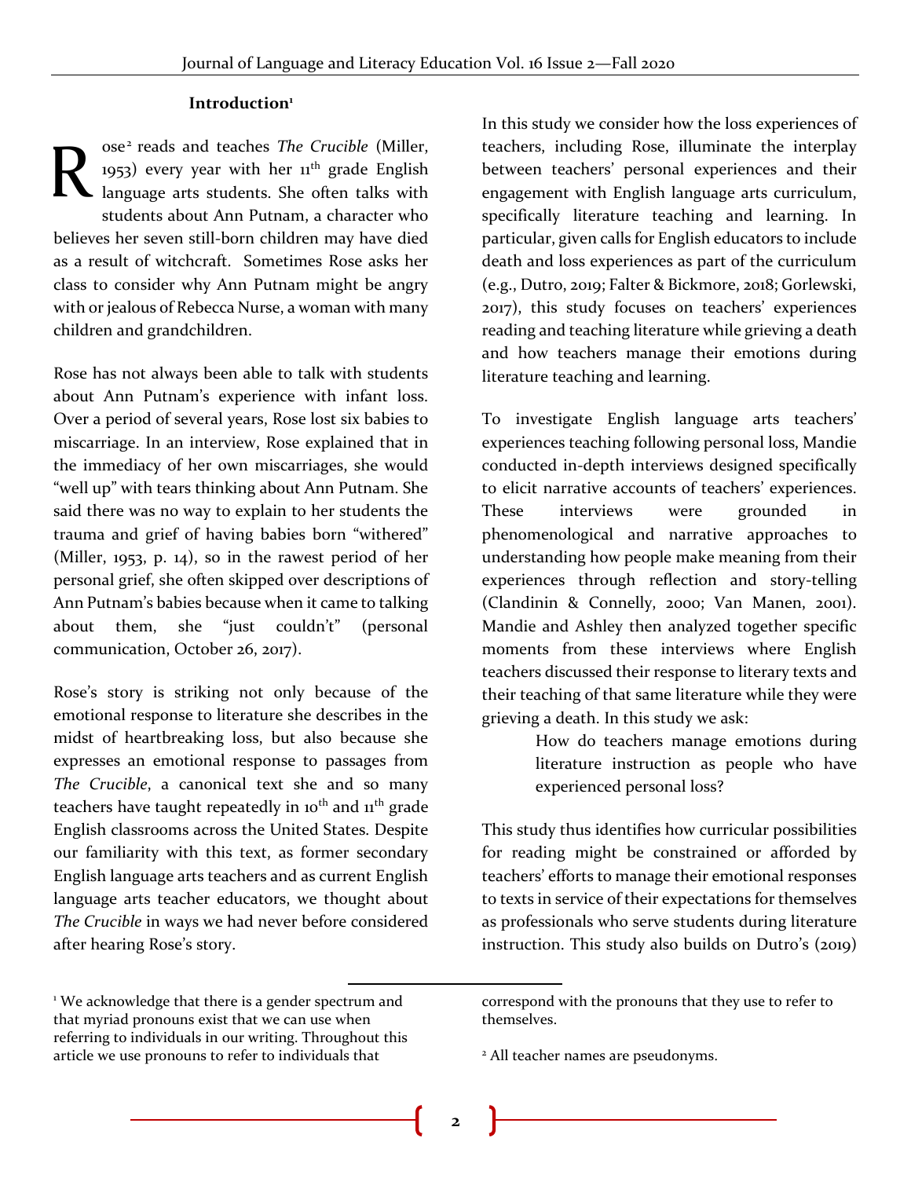## Introduction[1]

Rose[2] reads and teaches *The Crucible* (Miller, 1953) every year with her 11th grade English language arts students. She often talks with students about Ann Putnam, a character who believes her seven still-born children may have died as a result of witchcraft. Sometimes Rose asks her class to consider why Ann Putnam might be angry with or jealous of Rebecca Nurse, a woman with many children and grandchildren.

Rose has not always been able to talk with students about Ann Putnam's experience with infant loss. Over a period of several years, Rose lost six babies to miscarriage. In an interview, Rose explained that in the immediacy of her own miscarriages, she would "well up" with tears thinking about Ann Putnam. She said there was no way to explain to her students the trauma and grief of having babies born "withered" (Miller, 1953, p. 14), so in the rawest period of her personal grief, she often skipped over descriptions of Ann Putnam's babies because when it came to talking about them, she "just couldn't" (personal communication, October 26, 2017).

Rose's story is striking not only because of the emotional response to literature she describes in the midst of heartbreaking loss, but also because she expresses an emotional response to passages from *The Crucible*, a canonical text she and so many teachers have taught repeatedly in 10th and 11th grade English classrooms across the United States. Despite our familiarity with this text, as former secondary English language arts teachers and as current English language arts teacher educators, we thought about *The Crucible* in ways we had never before considered after hearing Rose's story.

In this study we consider how the loss experiences of teachers, including Rose, illuminate the interplay between teachers' personal experiences and their engagement with English language arts curriculum, specifically literature teaching and learning. In particular, given calls for English educators to include death and loss experiences as part of the curriculum (e.g., Dutro, 2019; Falter & Bickmore, 2018; Gorlewski, 2017), this study focuses on teachers' experiences reading and teaching literature while grieving a death and how teachers manage their emotions during literature teaching and learning.

To investigate English language arts teachers' experiences teaching following personal loss, Mandie conducted in-depth interviews designed specifically to elicit narrative accounts of teachers' experiences. These interviews were grounded in phenomenological and narrative approaches to understanding how people make meaning from their experiences through reflection and story-telling (Clandinin & Connelly, 2000; Van Manen, 2001). Mandie and Ashley then analyzed together specific moments from these interviews where English teachers discussed their response to literary texts and their teaching of that same literature while they were grieving a death. In this study we ask:

> How do teachers manage emotions during literature instruction as people who have experienced personal loss?

This study thus identifies how curricular possibilities for reading might be constrained or afforded by teachers' efforts to manage their emotional responses to texts in service of their expectations for themselves as professionals who serve students during literature instruction. This study also builds on Dutro's (2019)

---

[1] We acknowledge that there is a gender spectrum and that myriad pronouns exist that we can use when referring to individuals in our writing. Throughout this article we use pronouns to refer to individuals that correspond with the pronouns that they use to refer to themselves.

[2] All teacher names are pseudonyms.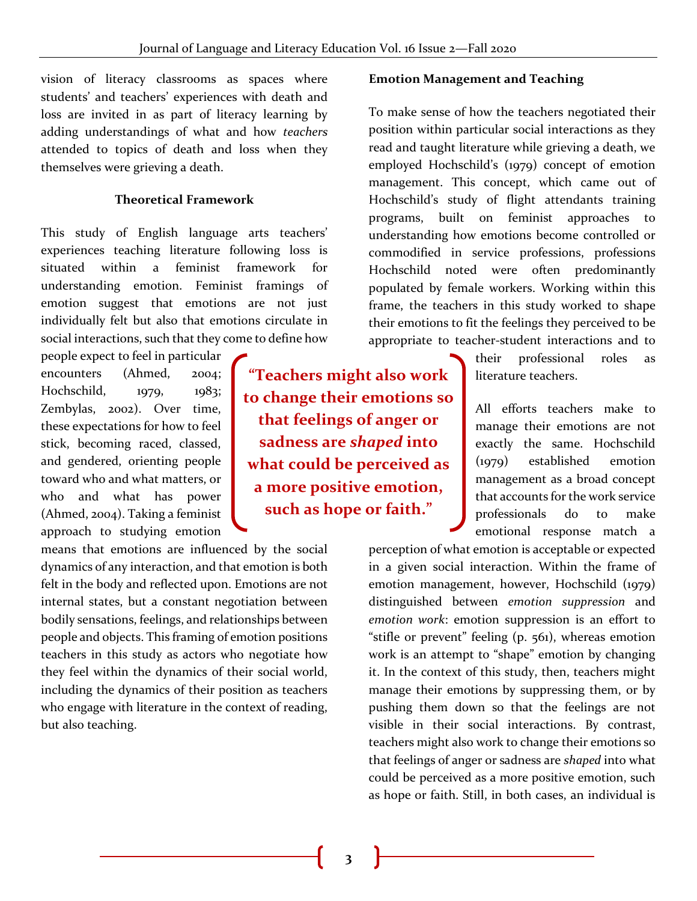vision of literacy classrooms as spaces where students' and teachers' experiences with death and loss are invited in as part of literacy learning by adding understandings of what and how *teachers* attended to topics of death and loss when they themselves were grieving a death.

## Theoretical Framework

This study of English language arts teachers' experiences teaching literature following loss is situated within a feminist framework for understanding emotion. Feminist framings of emotion suggest that emotions are not just individually felt but also that emotions circulate in social interactions, such that they come to define how people expect to feel in particular encounters (Ahmed, 2004; Hochschild, 1979, 1983; Zembylas, 2002). Over time, these expectations for how to feel stick, becoming raced, classed, and gendered, orienting people toward who and what matters, or who and what has power (Ahmed, 2004). Taking a feminist approach to studying emotion means that emotions are influenced by the social dynamics of any interaction, and that emotion is both felt in the body and reflected upon. Emotions are not internal states, but a constant negotiation between bodily sensations, feelings, and relationships between people and objects. This framing of emotion positions teachers in this study as actors who negotiate how they feel within the dynamics of their social world, including the dynamics of their position as teachers who engage with literature in the context of reading, but also teaching.

### Emotion Management and Teaching

To make sense of how the teachers negotiated their position within particular social interactions as they read and taught literature while grieving a death, we employed Hochschild's (1979) concept of emotion management. This concept, which came out of Hochschild's study of flight attendants training programs, built on feminist approaches to understanding how emotions become controlled or commodified in service professions, professions Hochschild noted were often predominantly populated by female workers. Working within this frame, the teachers in this study worked to shape their emotions to fit the feelings they perceived to be appropriate to teacher-student interactions and to their professional roles as literature teachers.

> **"Teachers might also work to change their emotions so that feelings of anger or sadness are *shaped* into what could be perceived as a more positive emotion, such as hope or faith."**

All efforts teachers make to manage their emotions are not exactly the same. Hochschild (1979) established emotion management as a broad concept that accounts for the work service professionals do to make emotional response match a perception of what emotion is acceptable or expected in a given social interaction. Within the frame of emotion management, however, Hochschild (1979) distinguished between *emotion suppression* and *emotion work*: emotion suppression is an effort to "stifle or prevent" feeling (p. 561), whereas emotion work is an attempt to "shape" emotion by changing it. In the context of this study, then, teachers might manage their emotions by suppressing them, or by pushing them down so that the feelings are not visible in their social interactions. By contrast, teachers might also work to change their emotions so that feelings of anger or sadness are *shaped* into what could be perceived as a more positive emotion, such as hope or faith. Still, in both cases, an individual is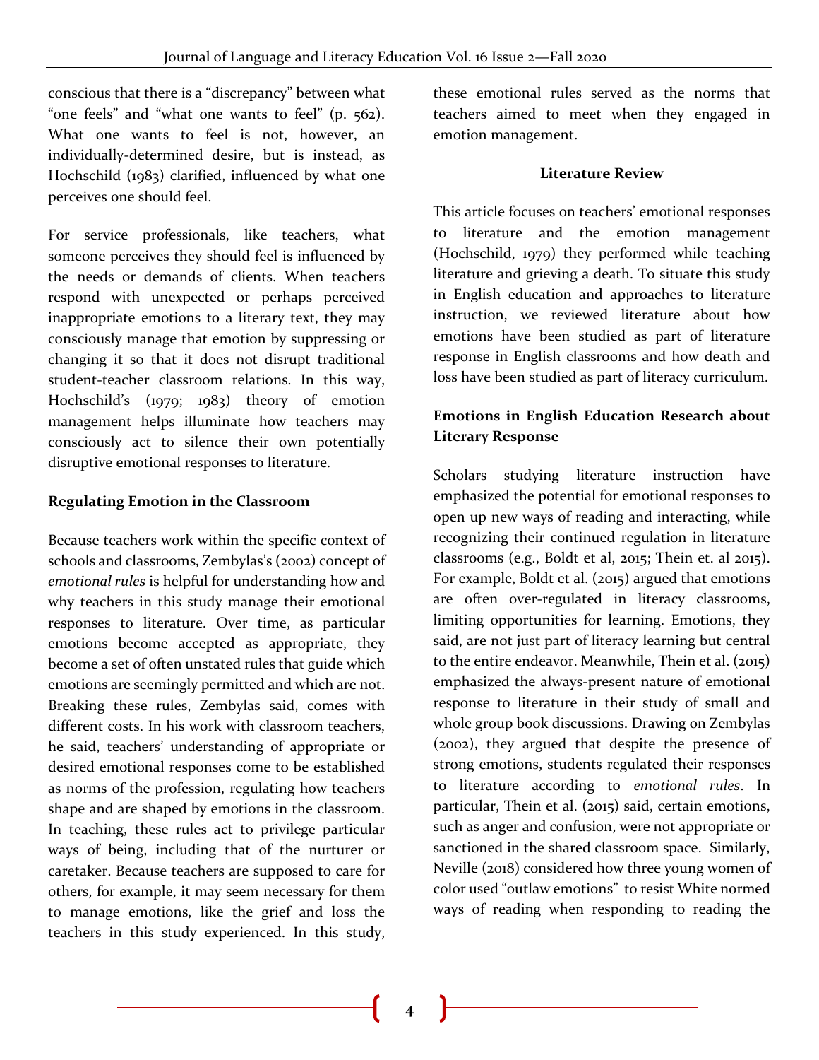conscious that there is a "discrepancy" between what "one feels" and "what one wants to feel" (p. 562). What one wants to feel is not, however, an individually-determined desire, but is instead, as Hochschild (1983) clarified, influenced by what one perceives one should feel.

For service professionals, like teachers, what someone perceives they should feel is influenced by the needs or demands of clients. When teachers respond with unexpected or perhaps perceived inappropriate emotions to a literary text, they may consciously manage that emotion by suppressing or changing it so that it does not disrupt traditional student-teacher classroom relations. In this way, Hochschild's (1979; 1983) theory of emotion management helps illuminate how teachers may consciously act to silence their own potentially disruptive emotional responses to literature.

### Regulating Emotion in the Classroom

Because teachers work within the specific context of schools and classrooms, Zembylas's (2002) concept of *emotional rules* is helpful for understanding how and why teachers in this study manage their emotional responses to literature. Over time, as particular emotions become accepted as appropriate, they become a set of often unstated rules that guide which emotions are seemingly permitted and which are not. Breaking these rules, Zembylas said, comes with different costs. In his work with classroom teachers, he said, teachers' understanding of appropriate or desired emotional responses come to be established as norms of the profession, regulating how teachers shape and are shaped by emotions in the classroom. In teaching, these rules act to privilege particular ways of being, including that of the nurturer or caretaker. Because teachers are supposed to care for others, for example, it may seem necessary for them to manage emotions, like the grief and loss the teachers in this study experienced. In this study, these emotional rules served as the norms that teachers aimed to meet when they engaged in emotion management.

## Literature Review

This article focuses on teachers' emotional responses to literature and the emotion management (Hochschild, 1979) they performed while teaching literature and grieving a death. To situate this study in English education and approaches to literature instruction, we reviewed literature about how emotions have been studied as part of literature response in English classrooms and how death and loss have been studied as part of literacy curriculum.

### Emotions in English Education Research about Literary Response

Scholars studying literature instruction have emphasized the potential for emotional responses to open up new ways of reading and interacting, while recognizing their continued regulation in literature classrooms (e.g., Boldt et al, 2015; Thein et. al 2015). For example, Boldt et al. (2015) argued that emotions are often over-regulated in literacy classrooms, limiting opportunities for learning. Emotions, they said, are not just part of literacy learning but central to the entire endeavor. Meanwhile, Thein et al. (2015) emphasized the always-present nature of emotional response to literature in their study of small and whole group book discussions. Drawing on Zembylas (2002), they argued that despite the presence of strong emotions, students regulated their responses to literature according to *emotional rules*. In particular, Thein et al. (2015) said, certain emotions, such as anger and confusion, were not appropriate or sanctioned in the shared classroom space. Similarly, Neville (2018) considered how three young women of color used "outlaw emotions" to resist White normed ways of reading when responding to reading the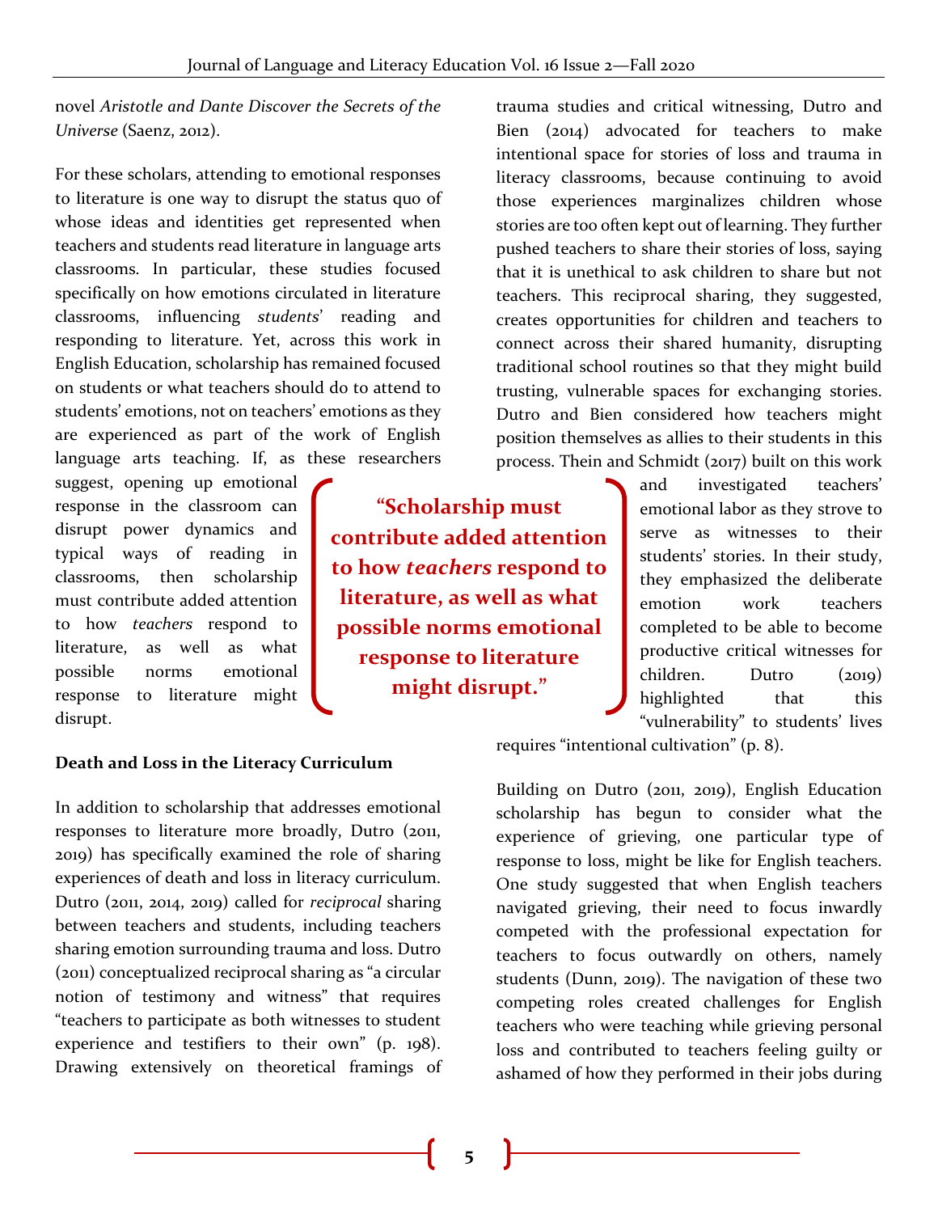novel *Aristotle and Dante Discover the Secrets of the Universe* (Saenz, 2012).

For these scholars, attending to emotional responses to literature is one way to disrupt the status quo of whose ideas and identities get represented when teachers and students read literature in language arts classrooms. In particular, these studies focused specifically on how emotions circulated in literature classrooms, influencing *students*' reading and responding to literature. Yet, across this work in English Education, scholarship has remained focused on students or what teachers should do to attend to students' emotions, not on teachers' emotions as they are experienced as part of the work of English language arts teaching. If, as these researchers suggest, opening up emotional response in the classroom can disrupt power dynamics and typical ways of reading in classrooms, then scholarship must contribute added attention to how *teachers* respond to literature, as well as what possible norms emotional response to literature might disrupt.

**"Scholarship must contribute added attention to how *teachers* respond to literature, as well as what possible norms emotional response to literature might disrupt."**

### Death and Loss in the Literacy Curriculum

In addition to scholarship that addresses emotional responses to literature more broadly, Dutro (2011, 2019) has specifically examined the role of sharing experiences of death and loss in literacy curriculum. Dutro (2011, 2014, 2019) called for *reciprocal* sharing between teachers and students, including teachers sharing emotion surrounding trauma and loss. Dutro (2011) conceptualized reciprocal sharing as "a circular notion of testimony and witness" that requires "teachers to participate as both witnesses to student experience and testifiers to their own" (p. 198). Drawing extensively on theoretical framings of trauma studies and critical witnessing, Dutro and Bien (2014) advocated for teachers to make intentional space for stories of loss and trauma in literacy classrooms, because continuing to avoid those experiences marginalizes children whose stories are too often kept out of learning. They further pushed teachers to share their stories of loss, saying that it is unethical to ask children to share but not teachers. This reciprocal sharing, they suggested, creates opportunities for children and teachers to connect across their shared humanity, disrupting traditional school routines so that they might build trusting, vulnerable spaces for exchanging stories. Dutro and Bien considered how teachers might position themselves as allies to their students in this process. Thein and Schmidt (2017) built on this work and investigated teachers' emotional labor as they strove to serve as witnesses to their students' stories. In their study, they emphasized the deliberate emotion work teachers completed to be able to become productive critical witnesses for children. Dutro (2019) highlighted that this "vulnerability" to students' lives requires "intentional cultivation" (p. 8).

Building on Dutro (2011, 2019), English Education scholarship has begun to consider what the experience of grieving, one particular type of response to loss, might be like for English teachers. One study suggested that when English teachers navigated grieving, their need to focus inwardly competed with the professional expectation for teachers to focus outwardly on others, namely students (Dunn, 2019). The navigation of these two competing roles created challenges for English teachers who were teaching while grieving personal loss and contributed to teachers feeling guilty or ashamed of how they performed in their jobs during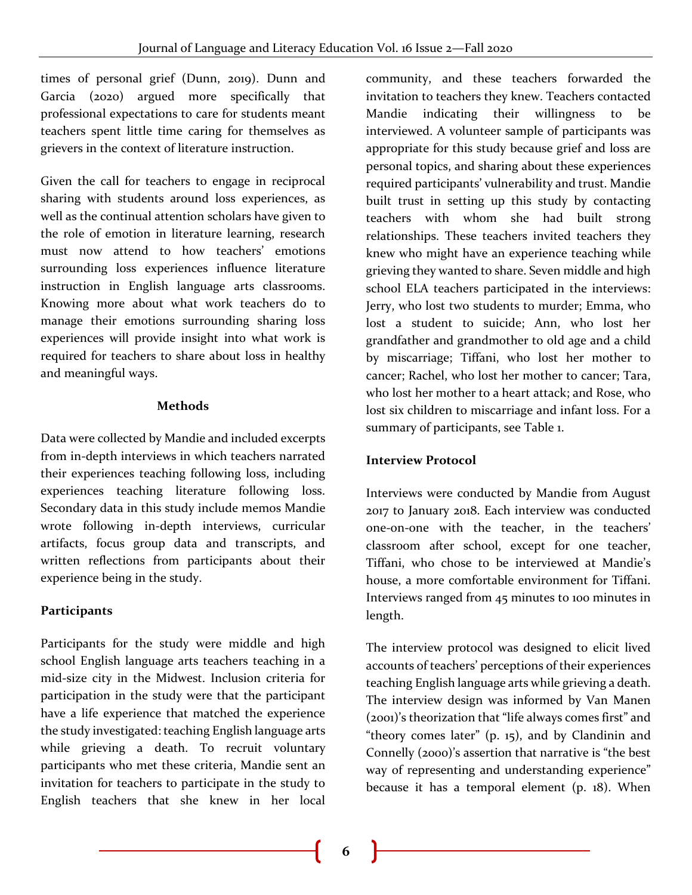times of personal grief (Dunn, 2019). Dunn and Garcia (2020) argued more specifically that professional expectations to care for students meant teachers spent little time caring for themselves as grievers in the context of literature instruction.

Given the call for teachers to engage in reciprocal sharing with students around loss experiences, as well as the continual attention scholars have given to the role of emotion in literature learning, research must now attend to how teachers' emotions surrounding loss experiences influence literature instruction in English language arts classrooms. Knowing more about what work teachers do to manage their emotions surrounding sharing loss experiences will provide insight into what work is required for teachers to share about loss in healthy and meaningful ways.

## Methods

Data were collected by Mandie and included excerpts from in-depth interviews in which teachers narrated their experiences teaching following loss, including experiences teaching literature following loss. Secondary data in this study include memos Mandie wrote following in-depth interviews, curricular artifacts, focus group data and transcripts, and written reflections from participants about their experience being in the study.

### Participants

Participants for the study were middle and high school English language arts teachers teaching in a mid-size city in the Midwest. Inclusion criteria for participation in the study were that the participant have a life experience that matched the experience the study investigated: teaching English language arts while grieving a death. To recruit voluntary participants who met these criteria, Mandie sent an invitation for teachers to participate in the study to English teachers that she knew in her local community, and these teachers forwarded the invitation to teachers they knew. Teachers contacted Mandie indicating their willingness to be interviewed. A volunteer sample of participants was appropriate for this study because grief and loss are personal topics, and sharing about these experiences required participants' vulnerability and trust. Mandie built trust in setting up this study by contacting teachers with whom she had built strong relationships. These teachers invited teachers they knew who might have an experience teaching while grieving they wanted to share. Seven middle and high school ELA teachers participated in the interviews: Jerry, who lost two students to murder; Emma, who lost a student to suicide; Ann, who lost her grandfather and grandmother to old age and a child by miscarriage; Tiffani, who lost her mother to cancer; Rachel, who lost her mother to cancer; Tara, who lost her mother to a heart attack; and Rose, who lost six children to miscarriage and infant loss. For a summary of participants, see Table 1.

### Interview Protocol

Interviews were conducted by Mandie from August 2017 to January 2018. Each interview was conducted one-on-one with the teacher, in the teachers' classroom after school, except for one teacher, Tiffani, who chose to be interviewed at Mandie's house, a more comfortable environment for Tiffani. Interviews ranged from 45 minutes to 100 minutes in length.

The interview protocol was designed to elicit lived accounts of teachers' perceptions of their experiences teaching English language arts while grieving a death. The interview design was informed by Van Manen (2001)'s theorization that "life always comes first" and "theory comes later" (p. 15), and by Clandinin and Connelly (2000)'s assertion that narrative is "the best way of representing and understanding experience" because it has a temporal element (p. 18). When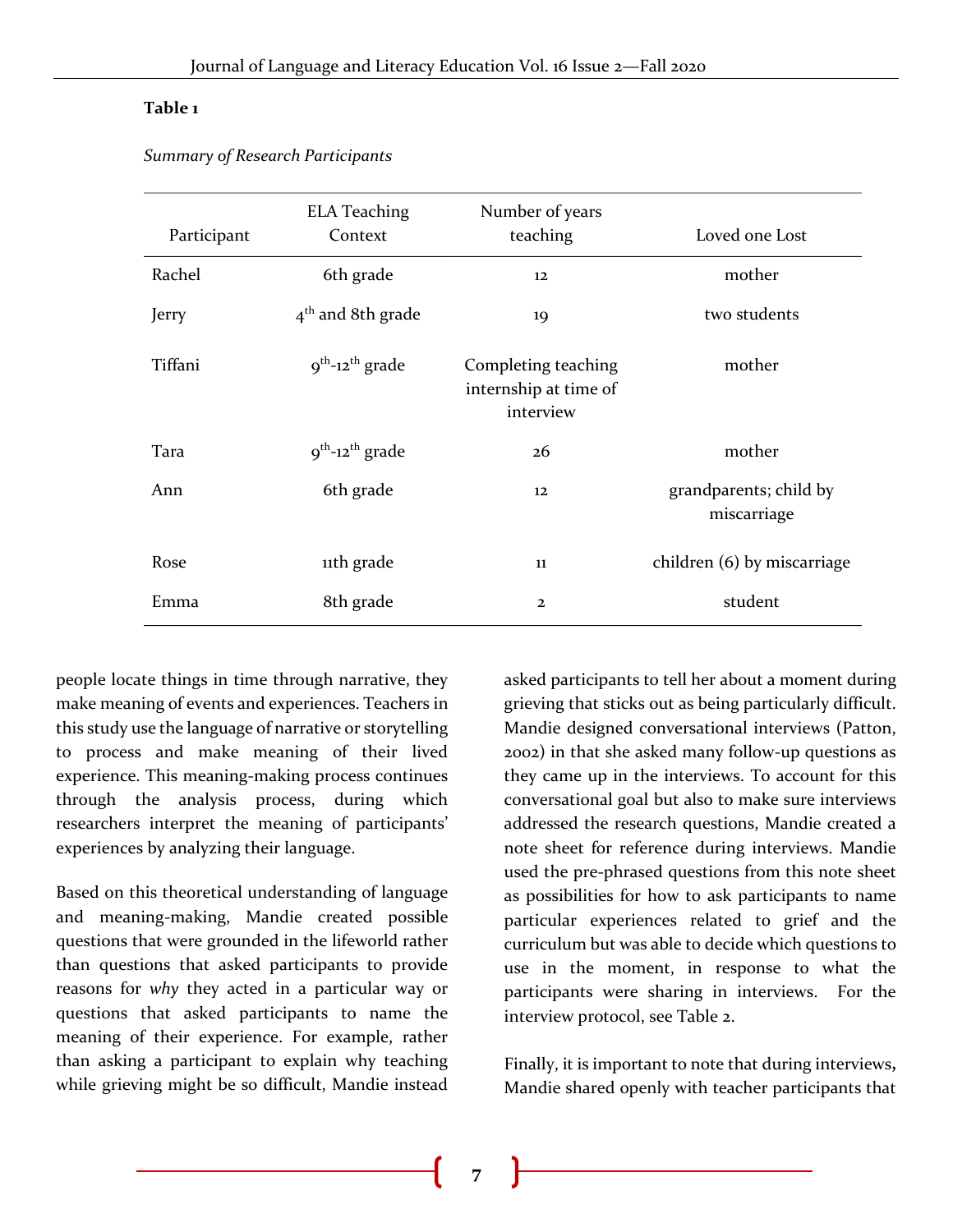**Table 1**

*Summary of Research Participants*

| Participant | ELA Teaching Context | Number of years teaching | Loved one Lost |
|---|---|---|---|
| Rachel | 6th grade | 12 | mother |
| Jerry | 4th and 8th grade | 19 | two students |
| Tiffani | 9th-12th grade | Completing teaching internship at time of interview | mother |
| Tara | 9th-12th grade | 26 | mother |
| Ann | 6th grade | 12 | grandparents; child by miscarriage |
| Rose | 11th grade | 11 | children (6) by miscarriage |
| Emma | 8th grade | 2 | student |

people locate things in time through narrative, they make meaning of events and experiences. Teachers in this study use the language of narrative or storytelling to process and make meaning of their lived experience. This meaning-making process continues through the analysis process, during which researchers interpret the meaning of participants' experiences by analyzing their language.

Based on this theoretical understanding of language and meaning-making, Mandie created possible questions that were grounded in the lifeworld rather than questions that asked participants to provide reasons for *why* they acted in a particular way or questions that asked participants to name the meaning of their experience. For example, rather than asking a participant to explain why teaching while grieving might be so difficult, Mandie instead asked participants to tell her about a moment during grieving that sticks out as being particularly difficult. Mandie designed conversational interviews (Patton, 2002) in that she asked many follow-up questions as they came up in the interviews. To account for this conversational goal but also to make sure interviews addressed the research questions, Mandie created a note sheet for reference during interviews. Mandie used the pre-phrased questions from this note sheet as possibilities for how to ask participants to name particular experiences related to grief and the curriculum but was able to decide which questions to use in the moment, in response to what the participants were sharing in interviews. For the interview protocol, see Table 2.

Finally, it is important to note that during interviews, Mandie shared openly with teacher participants that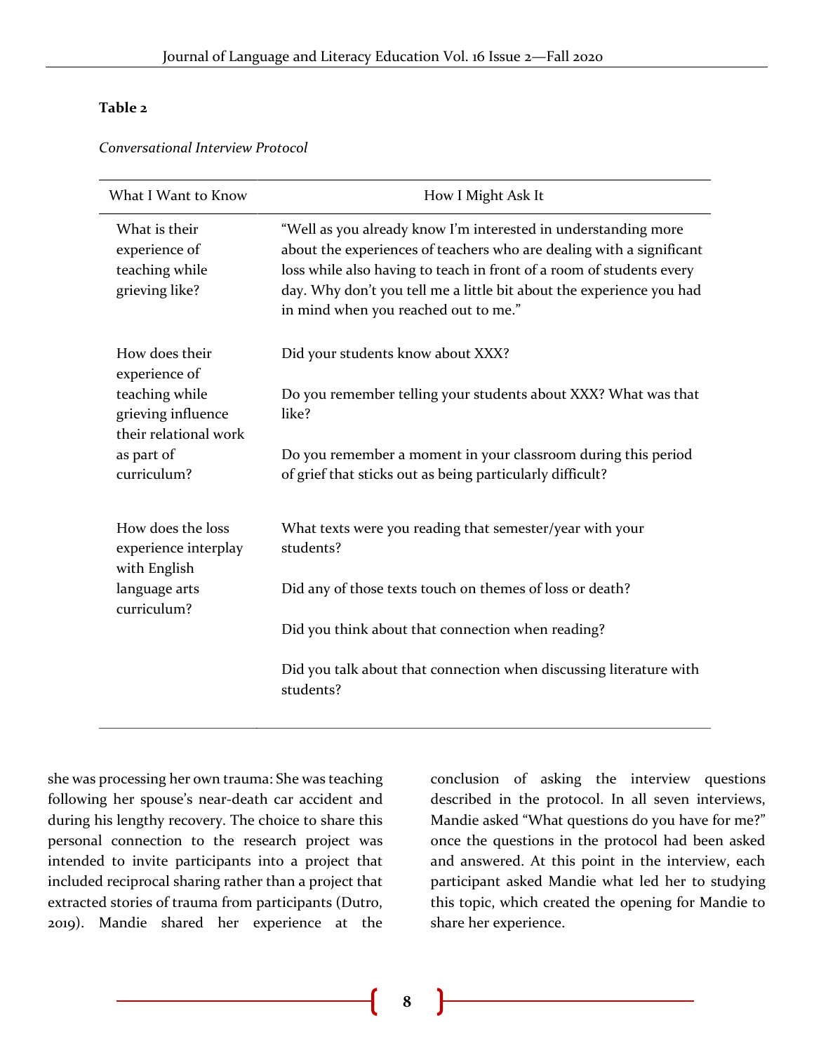**Table 2**

*Conversational Interview Protocol*

| What I Want to Know | How I Might Ask It |
|---|---|
| What is their experience of teaching while grieving like? | "Well as you already know I'm interested in understanding more about the experiences of teachers who are dealing with a significant loss while also having to teach in front of a room of students every day. Why don't you tell me a little bit about the experience you had in mind when you reached out to me." |
| How does their experience of teaching while grieving influence their relational work as part of curriculum? | Did your students know about XXX? |
| | Do you remember telling your students about XXX? What was that like? |
| | Do you remember a moment in your classroom during this period of grief that sticks out as being particularly difficult? |
| How does the loss experience interplay with English language arts curriculum? | What texts were you reading that semester/year with your students? |
| | Did any of those texts touch on themes of loss or death? |
| | Did you think about that connection when reading? |
| | Did you talk about that connection when discussing literature with students? |

she was processing her own trauma: She was teaching following her spouse's near-death car accident and during his lengthy recovery. The choice to share this personal connection to the research project was intended to invite participants into a project that included reciprocal sharing rather than a project that extracted stories of trauma from participants (Dutro, 2019). Mandie shared her experience at the conclusion of asking the interview questions described in the protocol. In all seven interviews, Mandie asked "What questions do you have for me?" once the questions in the protocol had been asked and answered. At this point in the interview, each participant asked Mandie what led her to studying this topic, which created the opening for Mandie to share her experience.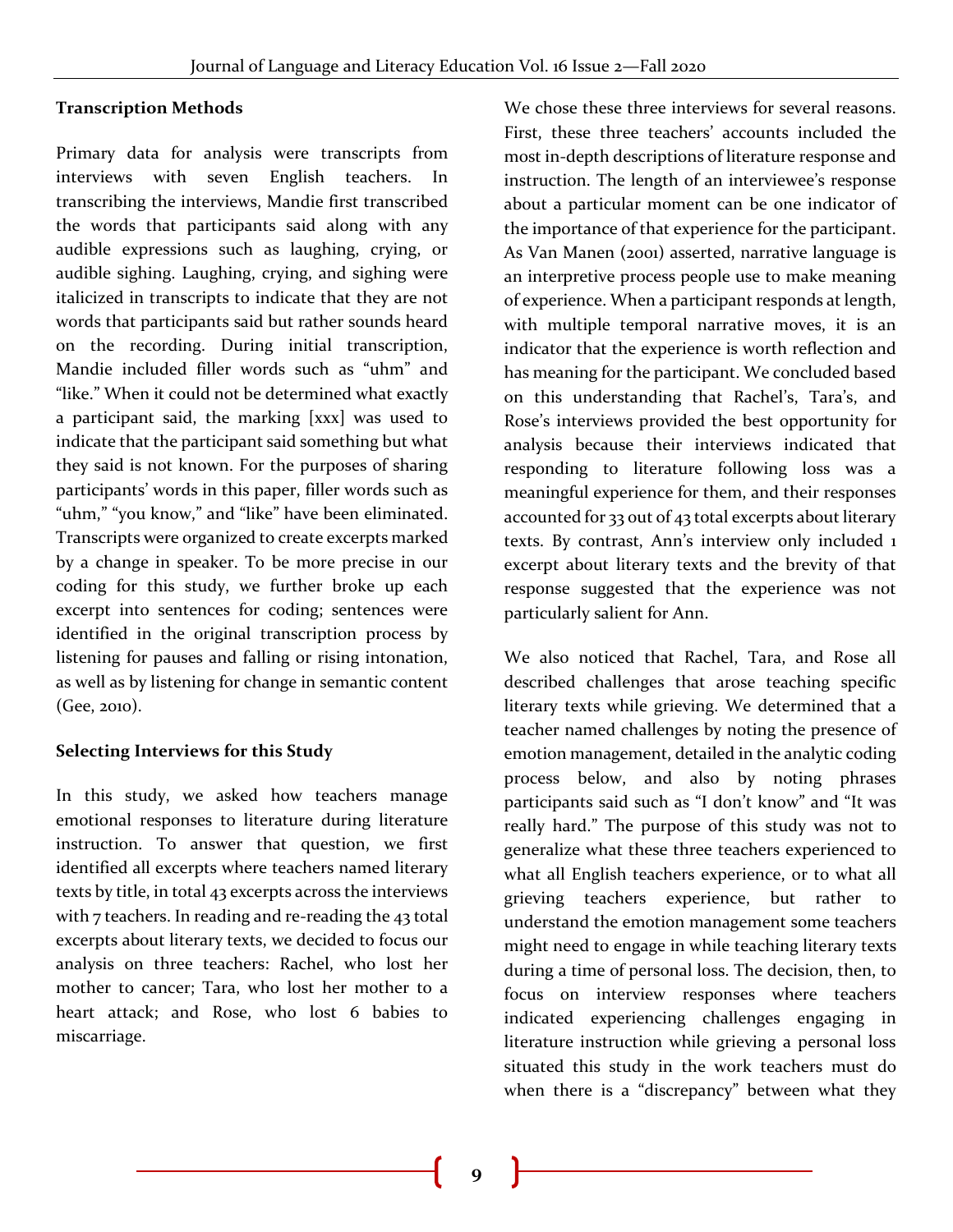### Transcription Methods

Primary data for analysis were transcripts from interviews with seven English teachers. In transcribing the interviews, Mandie first transcribed the words that participants said along with any audible expressions such as laughing, crying, or audible sighing. Laughing, crying, and sighing were italicized in transcripts to indicate that they are not words that participants said but rather sounds heard on the recording. During initial transcription, Mandie included filler words such as "uhm" and "like." When it could not be determined what exactly a participant said, the marking [xxx] was used to indicate that the participant said something but what they said is not known. For the purposes of sharing participants' words in this paper, filler words such as "uhm," "you know," and "like" have been eliminated. Transcripts were organized to create excerpts marked by a change in speaker. To be more precise in our coding for this study, we further broke up each excerpt into sentences for coding; sentences were identified in the original transcription process by listening for pauses and falling or rising intonation, as well as by listening for change in semantic content (Gee, 2010).

### Selecting Interviews for this Study

In this study, we asked how teachers manage emotional responses to literature during literature instruction. To answer that question, we first identified all excerpts where teachers named literary texts by title, in total 43 excerpts across the interviews with 7 teachers. In reading and re-reading the 43 total excerpts about literary texts, we decided to focus our analysis on three teachers: Rachel, who lost her mother to cancer; Tara, who lost her mother to a heart attack; and Rose, who lost 6 babies to miscarriage.

We chose these three interviews for several reasons. First, these three teachers' accounts included the most in-depth descriptions of literature response and instruction. The length of an interviewee's response about a particular moment can be one indicator of the importance of that experience for the participant. As Van Manen (2001) asserted, narrative language is an interpretive process people use to make meaning of experience. When a participant responds at length, with multiple temporal narrative moves, it is an indicator that the experience is worth reflection and has meaning for the participant. We concluded based on this understanding that Rachel's, Tara's, and Rose's interviews provided the best opportunity for analysis because their interviews indicated that responding to literature following loss was a meaningful experience for them, and their responses accounted for 33 out of 43 total excerpts about literary texts. By contrast, Ann's interview only included 1 excerpt about literary texts and the brevity of that response suggested that the experience was not particularly salient for Ann.

We also noticed that Rachel, Tara, and Rose all described challenges that arose teaching specific literary texts while grieving. We determined that a teacher named challenges by noting the presence of emotion management, detailed in the analytic coding process below, and also by noting phrases participants said such as "I don't know" and "It was really hard." The purpose of this study was not to generalize what these three teachers experienced to what all English teachers experience, or to what all grieving teachers experience, but rather to understand the emotion management some teachers might need to engage in while teaching literary texts during a time of personal loss. The decision, then, to focus on interview responses where teachers indicated experiencing challenges engaging in literature instruction while grieving a personal loss situated this study in the work teachers must do when there is a "discrepancy" between what they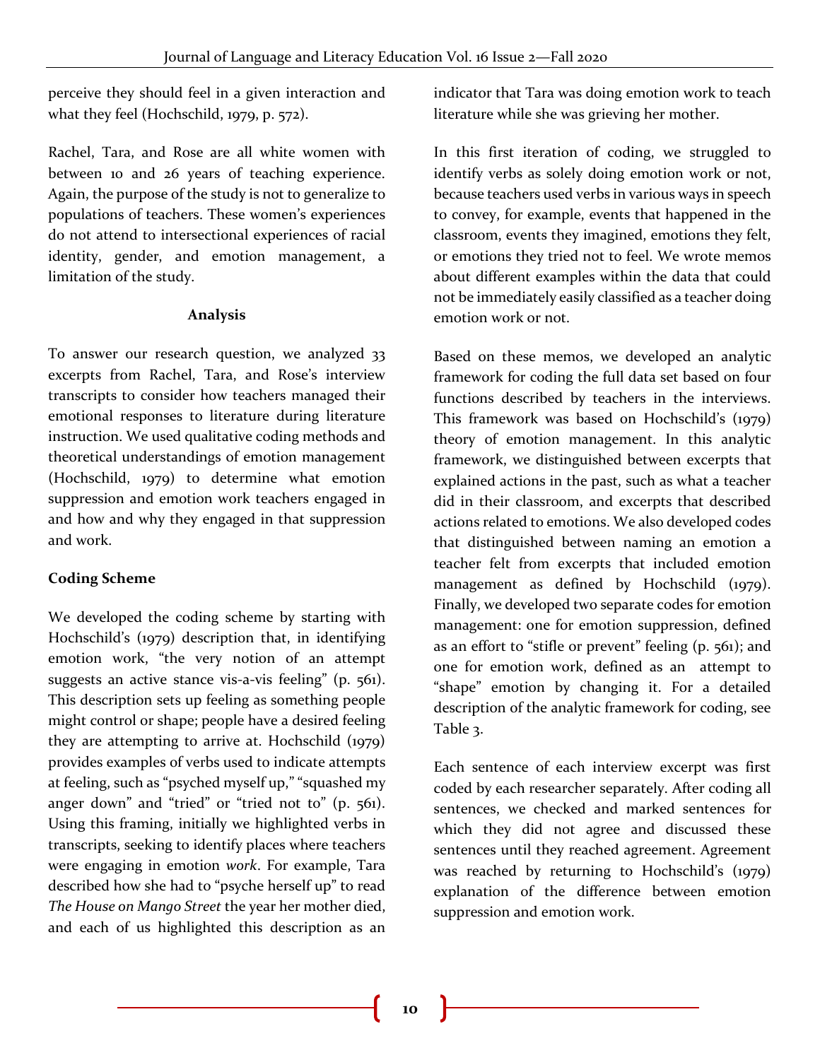perceive they should feel in a given interaction and what they feel (Hochschild, 1979, p. 572).

Rachel, Tara, and Rose are all white women with between 10 and 26 years of teaching experience. Again, the purpose of the study is not to generalize to populations of teachers. These women's experiences do not attend to intersectional experiences of racial identity, gender, and emotion management, a limitation of the study.

## Analysis

To answer our research question, we analyzed 33 excerpts from Rachel, Tara, and Rose's interview transcripts to consider how teachers managed their emotional responses to literature during literature instruction. We used qualitative coding methods and theoretical understandings of emotion management (Hochschild, 1979) to determine what emotion suppression and emotion work teachers engaged in and how and why they engaged in that suppression and work.

### Coding Scheme

We developed the coding scheme by starting with Hochschild's (1979) description that, in identifying emotion work, "the very notion of an attempt suggests an active stance vis-a-vis feeling" (p. 561). This description sets up feeling as something people might control or shape; people have a desired feeling they are attempting to arrive at. Hochschild (1979) provides examples of verbs used to indicate attempts at feeling, such as "psyched myself up," "squashed my anger down" and "tried" or "tried not to" (p. 561). Using this framing, initially we highlighted verbs in transcripts, seeking to identify places where teachers were engaging in emotion *work*. For example, Tara described how she had to "psyche herself up" to read *The House on Mango Street* the year her mother died, and each of us highlighted this description as an indicator that Tara was doing emotion work to teach literature while she was grieving her mother.

In this first iteration of coding, we struggled to identify verbs as solely doing emotion work or not, because teachers used verbs in various ways in speech to convey, for example, events that happened in the classroom, events they imagined, emotions they felt, or emotions they tried not to feel. We wrote memos about different examples within the data that could not be immediately easily classified as a teacher doing emotion work or not.

Based on these memos, we developed an analytic framework for coding the full data set based on four functions described by teachers in the interviews. This framework was based on Hochschild's (1979) theory of emotion management. In this analytic framework, we distinguished between excerpts that explained actions in the past, such as what a teacher did in their classroom, and excerpts that described actions related to emotions. We also developed codes that distinguished between naming an emotion a teacher felt from excerpts that included emotion management as defined by Hochschild (1979). Finally, we developed two separate codes for emotion management: one for emotion suppression, defined as an effort to "stifle or prevent" feeling (p. 561); and one for emotion work, defined as an attempt to "shape" emotion by changing it. For a detailed description of the analytic framework for coding, see Table 3.

Each sentence of each interview excerpt was first coded by each researcher separately. After coding all sentences, we checked and marked sentences for which they did not agree and discussed these sentences until they reached agreement. Agreement was reached by returning to Hochschild's (1979) explanation of the difference between emotion suppression and emotion work.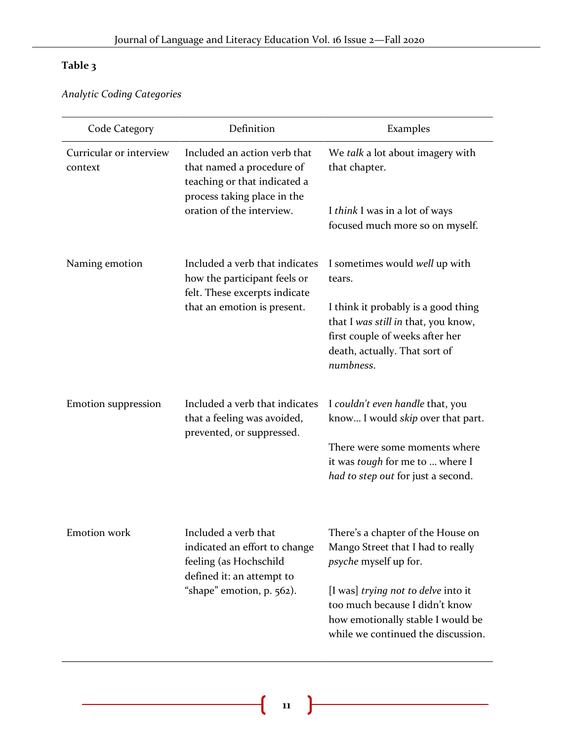**Table 3**

*Analytic Coding Categories*

| Code Category | Definition | Examples |
|---|---|---|
| Curricular or interview context | Included an action verb that that named a procedure of teaching or that indicated a process taking place in the oration of the interview. | We *talk* a lot about imagery with that chapter.<br><br>I *think* I was in a lot of ways focused much more so on myself. |
| Naming emotion | Included a verb that indicates how the participant feels or felt. These excerpts indicate that an emotion is present. | I sometimes would *well* up with tears.<br><br>I think it probably is a good thing that I *was still in* that, you know, first couple of weeks after her death, actually. That sort of *numbness*. |
| Emotion suppression | Included a verb that indicates that a feeling was avoided, prevented, or suppressed. | I *couldn't even handle* that, you know… I would *skip* over that part.<br><br>There were some moments where it was *tough* for me to … where I *had to step out* for just a second. |
| Emotion work | Included a verb that indicated an effort to change feeling (as Hochschild defined it: an attempt to "shape" emotion, p. 562). | There's a chapter of the House on Mango Street that I had to really *psyche* myself up for.<br><br>[I was] *trying not to delve* into it too much because I didn't know how emotionally stable I would be while we continued the discussion. |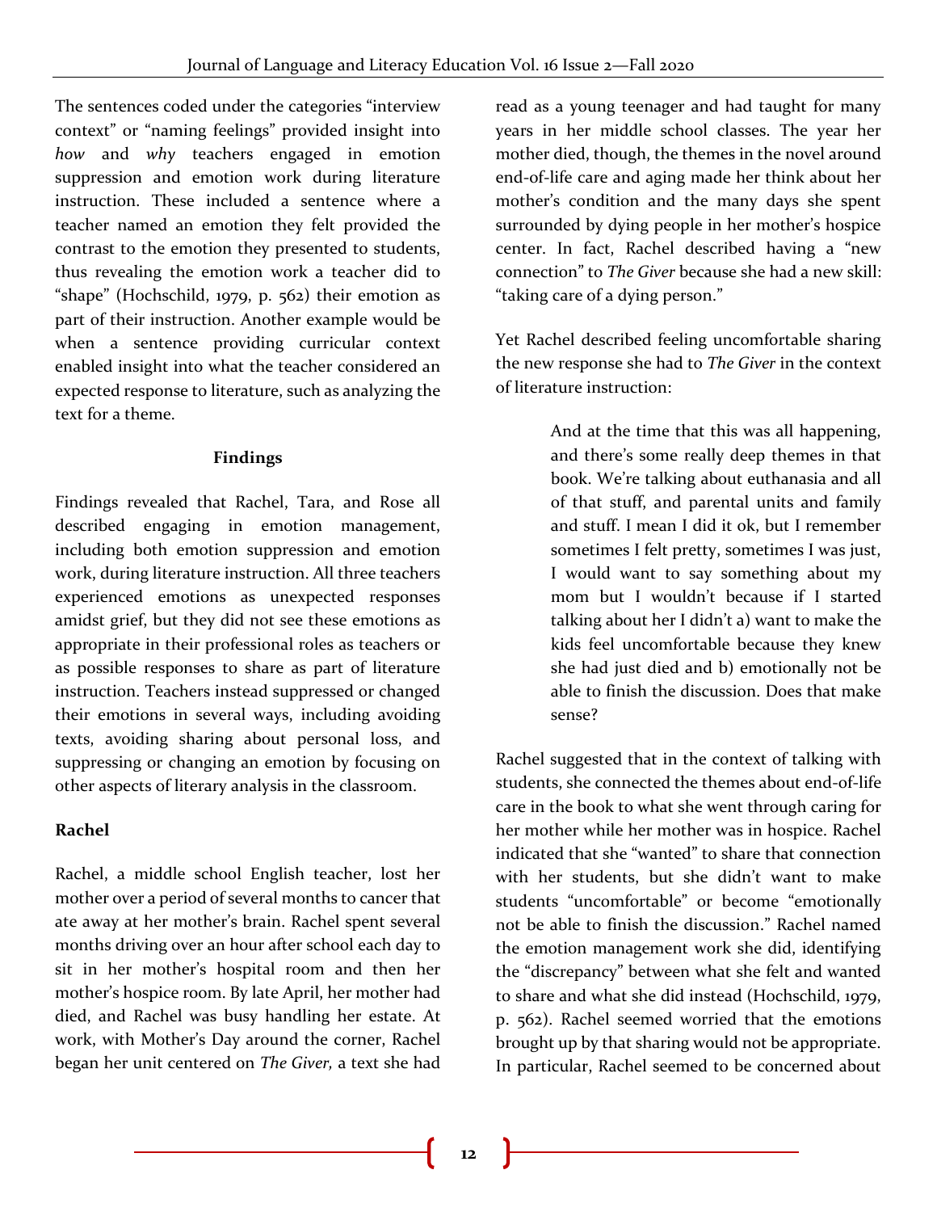The sentences coded under the categories "interview context" or "naming feelings" provided insight into *how* and *why* teachers engaged in emotion suppression and emotion work during literature instruction. These included a sentence where a teacher named an emotion they felt provided the contrast to the emotion they presented to students, thus revealing the emotion work a teacher did to "shape" (Hochschild, 1979, p. 562) their emotion as part of their instruction. Another example would be when a sentence providing curricular context enabled insight into what the teacher considered an expected response to literature, such as analyzing the text for a theme.

## Findings

Findings revealed that Rachel, Tara, and Rose all described engaging in emotion management, including both emotion suppression and emotion work, during literature instruction. All three teachers experienced emotions as unexpected responses amidst grief, but they did not see these emotions as appropriate in their professional roles as teachers or as possible responses to share as part of literature instruction. Teachers instead suppressed or changed their emotions in several ways, including avoiding texts, avoiding sharing about personal loss, and suppressing or changing an emotion by focusing on other aspects of literary analysis in the classroom.

### Rachel

Rachel, a middle school English teacher, lost her mother over a period of several months to cancer that ate away at her mother's brain. Rachel spent several months driving over an hour after school each day to sit in her mother's hospital room and then her mother's hospice room. By late April, her mother had died, and Rachel was busy handling her estate. At work, with Mother's Day around the corner, Rachel began her unit centered on *The Giver,* a text she had read as a young teenager and had taught for many years in her middle school classes. The year her mother died, though, the themes in the novel around end-of-life care and aging made her think about her mother's condition and the many days she spent surrounded by dying people in her mother's hospice center. In fact, Rachel described having a "new connection" to *The Giver* because she had a new skill: "taking care of a dying person."

Yet Rachel described feeling uncomfortable sharing the new response she had to *The Giver* in the context of literature instruction:

> And at the time that this was all happening, and there's some really deep themes in that book. We're talking about euthanasia and all of that stuff, and parental units and family and stuff. I mean I did it ok, but I remember sometimes I felt pretty, sometimes I was just, I would want to say something about my mom but I wouldn't because if I started talking about her I didn't a) want to make the kids feel uncomfortable because they knew she had just died and b) emotionally not be able to finish the discussion. Does that make sense?

Rachel suggested that in the context of talking with students, she connected the themes about end-of-life care in the book to what she went through caring for her mother while her mother was in hospice. Rachel indicated that she "wanted" to share that connection with her students, but she didn't want to make students "uncomfortable" or become "emotionally not be able to finish the discussion." Rachel named the emotion management work she did, identifying the "discrepancy" between what she felt and wanted to share and what she did instead (Hochschild, 1979, p. 562). Rachel seemed worried that the emotions brought up by that sharing would not be appropriate. In particular, Rachel seemed to be concerned about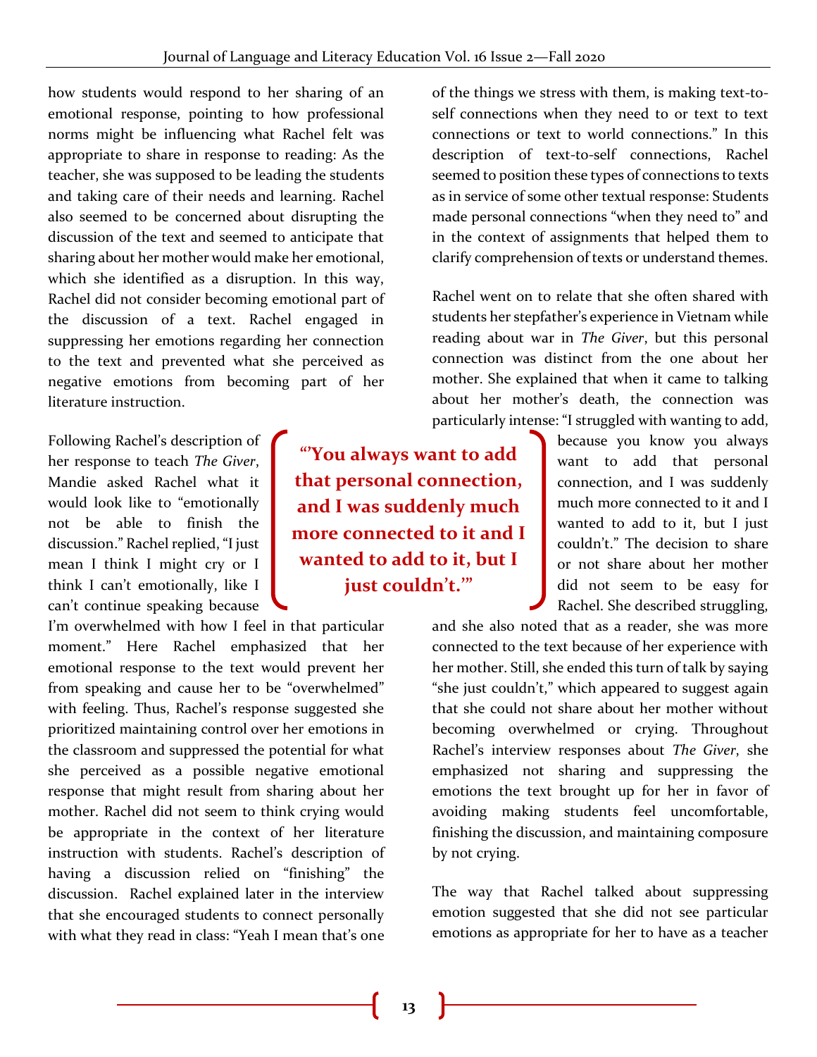how students would respond to her sharing of an emotional response, pointing to how professional norms might be influencing what Rachel felt was appropriate to share in response to reading: As the teacher, she was supposed to be leading the students and taking care of their needs and learning. Rachel also seemed to be concerned about disrupting the discussion of the text and seemed to anticipate that sharing about her mother would make her emotional, which she identified as a disruption. In this way, Rachel did not consider becoming emotional part of the discussion of a text. Rachel engaged in suppressing her emotions regarding her connection to the text and prevented what she perceived as negative emotions from becoming part of her literature instruction.

Following Rachel's description of her response to teach *The Giver*, Mandie asked Rachel what it would look like to "emotionally not be able to finish the discussion." Rachel replied, "I just mean I think I might cry or I think I can't emotionally, like I can't continue speaking because I'm overwhelmed with how I feel in that particular moment." Here Rachel emphasized that her emotional response to the text would prevent her from speaking and cause her to be "overwhelmed" with feeling. Thus, Rachel's response suggested she prioritized maintaining control over her emotions in the classroom and suppressed the potential for what she perceived as a possible negative emotional response that might result from sharing about her mother. Rachel did not seem to think crying would be appropriate in the context of her literature instruction with students. Rachel's description of having a discussion relied on "finishing" the discussion. Rachel explained later in the interview that she encouraged students to connect personally with what they read in class: "Yeah I mean that's one of the things we stress with them, is making text-to-self connections when they need to or text to text connections or text to world connections." In this description of text-to-self connections, Rachel seemed to position these types of connections to texts as in service of some other textual response: Students made personal connections "when they need to" and in the context of assignments that helped them to clarify comprehension of texts or understand themes.

Rachel went on to relate that she often shared with students her stepfather's experience in Vietnam while reading about war in *The Giver*, but this personal connection was distinct from the one about her mother. She explained that when it came to talking about her mother's death, the connection was particularly intense: "I struggled with wanting to add, because you know you always want to add that personal connection, and I was suddenly much more connected to it and I wanted to add to it, but I just couldn't." The decision to share or not share about her mother did not seem to be easy for Rachel. She described struggling, and she also noted that as a reader, she was more connected to the text because of her experience with her mother. Still, she ended this turn of talk by saying "she just couldn't," which appeared to suggest again that she could not share about her mother without becoming overwhelmed or crying. Throughout Rachel's interview responses about *The Giver*, she emphasized not sharing and suppressing the emotions the text brought up for her in favor of avoiding making students feel uncomfortable, finishing the discussion, and maintaining composure by not crying.

> **"'You always want to add that personal connection, and I was suddenly much more connected to it and I wanted to add to it, but I just couldn't.'"**

The way that Rachel talked about suppressing emotion suggested that she did not see particular emotions as appropriate for her to have as a teacher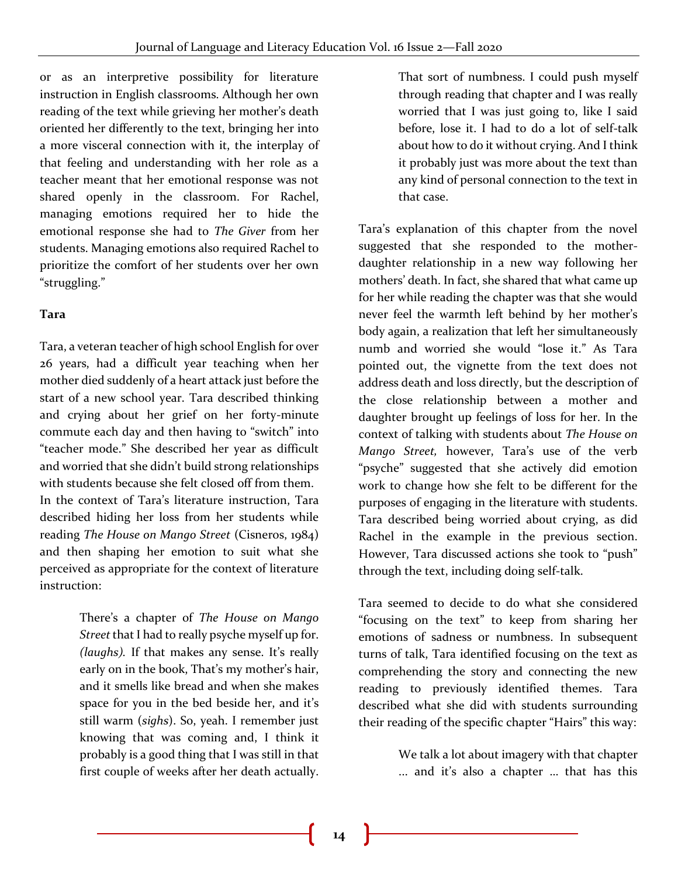or as an interpretive possibility for literature instruction in English classrooms. Although her own reading of the text while grieving her mother's death oriented her differently to the text, bringing her into a more visceral connection with it, the interplay of that feeling and understanding with her role as a teacher meant that her emotional response was not shared openly in the classroom. For Rachel, managing emotions required her to hide the emotional response she had to *The Giver* from her students. Managing emotions also required Rachel to prioritize the comfort of her students over her own "struggling."

**Tara**

Tara, a veteran teacher of high school English for over 26 years, had a difficult year teaching when her mother died suddenly of a heart attack just before the start of a new school year. Tara described thinking and crying about her grief on her forty-minute commute each day and then having to "switch" into "teacher mode." She described her year as difficult and worried that she didn't build strong relationships with students because she felt closed off from them. In the context of Tara's literature instruction, Tara described hiding her loss from her students while reading *The House on Mango Street* (Cisneros, 1984) and then shaping her emotion to suit what she perceived as appropriate for the context of literature instruction:

> There's a chapter of *The House on Mango Street* that I had to really psyche myself up for. *(laughs).* If that makes any sense. It's really early on in the book, That's my mother's hair, and it smells like bread and when she makes space for you in the bed beside her, and it's still warm (*sighs*). So, yeah. I remember just knowing that was coming and, I think it probably is a good thing that I was still in that first couple of weeks after her death actually. That sort of numbness. I could push myself through reading that chapter and I was really worried that I was just going to, like I said before, lose it. I had to do a lot of self-talk about how to do it without crying. And I think it probably just was more about the text than any kind of personal connection to the text in that case.

Tara's explanation of this chapter from the novel suggested that she responded to the mother-daughter relationship in a new way following her mothers' death. In fact, she shared that what came up for her while reading the chapter was that she would never feel the warmth left behind by her mother's body again, a realization that left her simultaneously numb and worried she would "lose it." As Tara pointed out, the vignette from the text does not address death and loss directly, but the description of the close relationship between a mother and daughter brought up feelings of loss for her. In the context of talking with students about *The House on Mango Street,* however, Tara's use of the verb "psyche" suggested that she actively did emotion work to change how she felt to be different for the purposes of engaging in the literature with students. Tara described being worried about crying, as did Rachel in the example in the previous section. However, Tara discussed actions she took to "push" through the text, including doing self-talk.

Tara seemed to decide to do what she considered "focusing on the text" to keep from sharing her emotions of sadness or numbness. In subsequent turns of talk, Tara identified focusing on the text as comprehending the story and connecting the new reading to previously identified themes. Tara described what she did with students surrounding their reading of the specific chapter "Hairs" this way:

> We talk a lot about imagery with that chapter … and it's also a chapter … that has this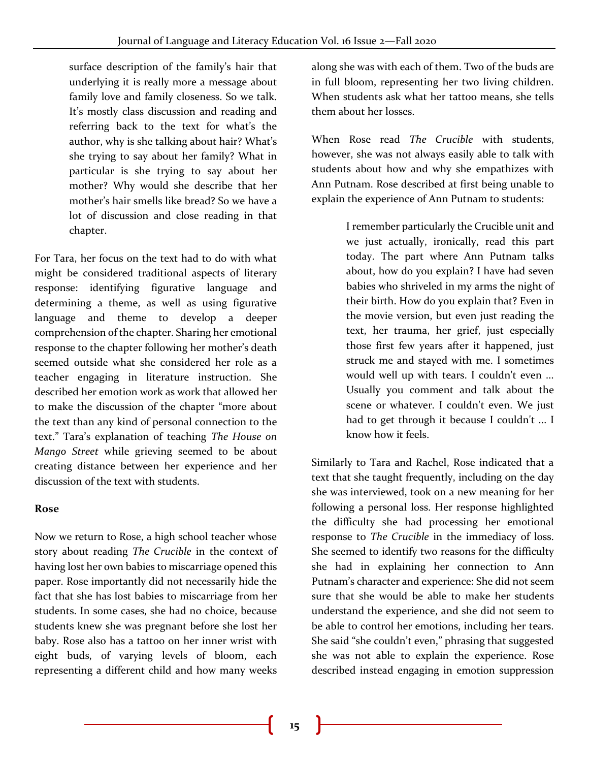surface description of the family's hair that underlying it is really more a message about family love and family closeness. So we talk. It's mostly class discussion and reading and referring back to the text for what's the author, why is she talking about hair? What's she trying to say about her family? What in particular is she trying to say about her mother? Why would she describe that her mother's hair smells like bread? So we have a lot of discussion and close reading in that chapter.

For Tara, her focus on the text had to do with what might be considered traditional aspects of literary response: identifying figurative language and determining a theme, as well as using figurative language and theme to develop a deeper comprehension of the chapter. Sharing her emotional response to the chapter following her mother's death seemed outside what she considered her role as a teacher engaging in literature instruction. She described her emotion work as work that allowed her to make the discussion of the chapter "more about the text than any kind of personal connection to the text." Tara's explanation of teaching *The House on Mango Street* while grieving seemed to be about creating distance between her experience and her discussion of the text with students.

**Rose**

Now we return to Rose, a high school teacher whose story about reading *The Crucible* in the context of having lost her own babies to miscarriage opened this paper. Rose importantly did not necessarily hide the fact that she has lost babies to miscarriage from her students. In some cases, she had no choice, because students knew she was pregnant before she lost her baby. Rose also has a tattoo on her inner wrist with eight buds, of varying levels of bloom, each representing a different child and how many weeks along she was with each of them. Two of the buds are in full bloom, representing her two living children. When students ask what her tattoo means, she tells them about her losses.

When Rose read *The Crucible* with students, however, she was not always easily able to talk with students about how and why she empathizes with Ann Putnam. Rose described at first being unable to explain the experience of Ann Putnam to students:

> I remember particularly the Crucible unit and we just actually, ironically, read this part today. The part where Ann Putnam talks about, how do you explain? I have had seven babies who shriveled in my arms the night of their birth. How do you explain that? Even in the movie version, but even just reading the text, her trauma, her grief, just especially those first few years after it happened, just struck me and stayed with me. I sometimes would well up with tears. I couldn't even ... Usually you comment and talk about the scene or whatever. I couldn't even. We just had to get through it because I couldn't ... I know how it feels.

Similarly to Tara and Rachel, Rose indicated that a text that she taught frequently, including on the day she was interviewed, took on a new meaning for her following a personal loss. Her response highlighted the difficulty she had processing her emotional response to *The Crucible* in the immediacy of loss. She seemed to identify two reasons for the difficulty she had in explaining her connection to Ann Putnam's character and experience: She did not seem sure that she would be able to make her students understand the experience, and she did not seem to be able to control her emotions, including her tears. She said "she couldn't even," phrasing that suggested she was not able to explain the experience. Rose described instead engaging in emotion suppression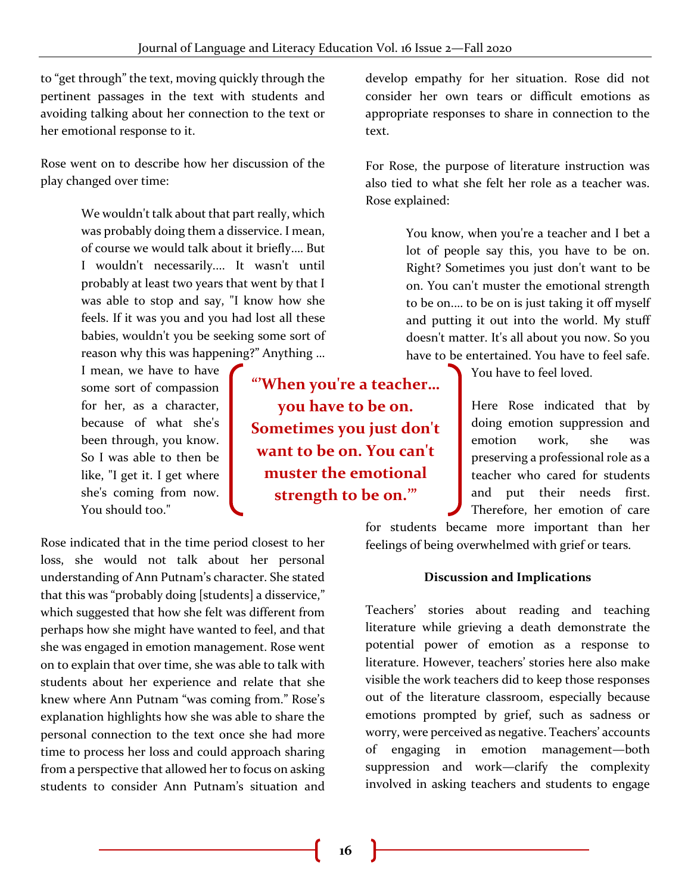to "get through" the text, moving quickly through the pertinent passages in the text with students and avoiding talking about her connection to the text or her emotional response to it.

Rose went on to describe how her discussion of the play changed over time:

> We wouldn't talk about that part really, which was probably doing them a disservice. I mean, of course we would talk about it briefly.... But I wouldn't necessarily.... It wasn't until probably at least two years that went by that I was able to stop and say, "I know how she feels. If it was you and you had lost all these babies, wouldn't you be seeking some sort of reason why this was happening?" Anything ... I mean, we have to have some sort of compassion for her, as a character, because of what she's been through, you know. So I was able to then be like, "I get it. I get where she's coming from now. You should too."

Rose indicated that in the time period closest to her loss, she would not talk about her personal understanding of Ann Putnam's character. She stated that this was "probably doing [students] a disservice," which suggested that how she felt was different from perhaps how she might have wanted to feel, and that she was engaged in emotion management. Rose went on to explain that over time, she was able to talk with students about her experience and relate that she knew where Ann Putnam "was coming from." Rose's explanation highlights how she was able to share the personal connection to the text once she had more time to process her loss and could approach sharing from a perspective that allowed her to focus on asking students to consider Ann Putnam's situation and develop empathy for her situation. Rose did not consider her own tears or difficult emotions as appropriate responses to share in connection to the text.

For Rose, the purpose of literature instruction was also tied to what she felt her role as a teacher was. Rose explained:

> You know, when you're a teacher and I bet a lot of people say this, you have to be on. Right? Sometimes you just don't want to be on. You can't muster the emotional strength to be on.... to be on is just taking it off myself and putting it out into the world. My stuff doesn't matter. It's all about you now. So you have to be entertained. You have to feel safe. You have to feel loved.

**"'When you're a teacher... you have to be on. Sometimes you just don't want to be on. You can't muster the emotional strength to be on.'"**

Here Rose indicated that by doing emotion suppression and emotion work, she was preserving a professional role as a teacher who cared for students and put their needs first. Therefore, her emotion of care for students became more important than her feelings of being overwhelmed with grief or tears.

## Discussion and Implications

Teachers' stories about reading and teaching literature while grieving a death demonstrate the potential power of emotion as a response to literature. However, teachers' stories here also make visible the work teachers did to keep those responses out of the literature classroom, especially because emotions prompted by grief, such as sadness or worry, were perceived as negative. Teachers' accounts of engaging in emotion management—both suppression and work—clarify the complexity involved in asking teachers and students to engage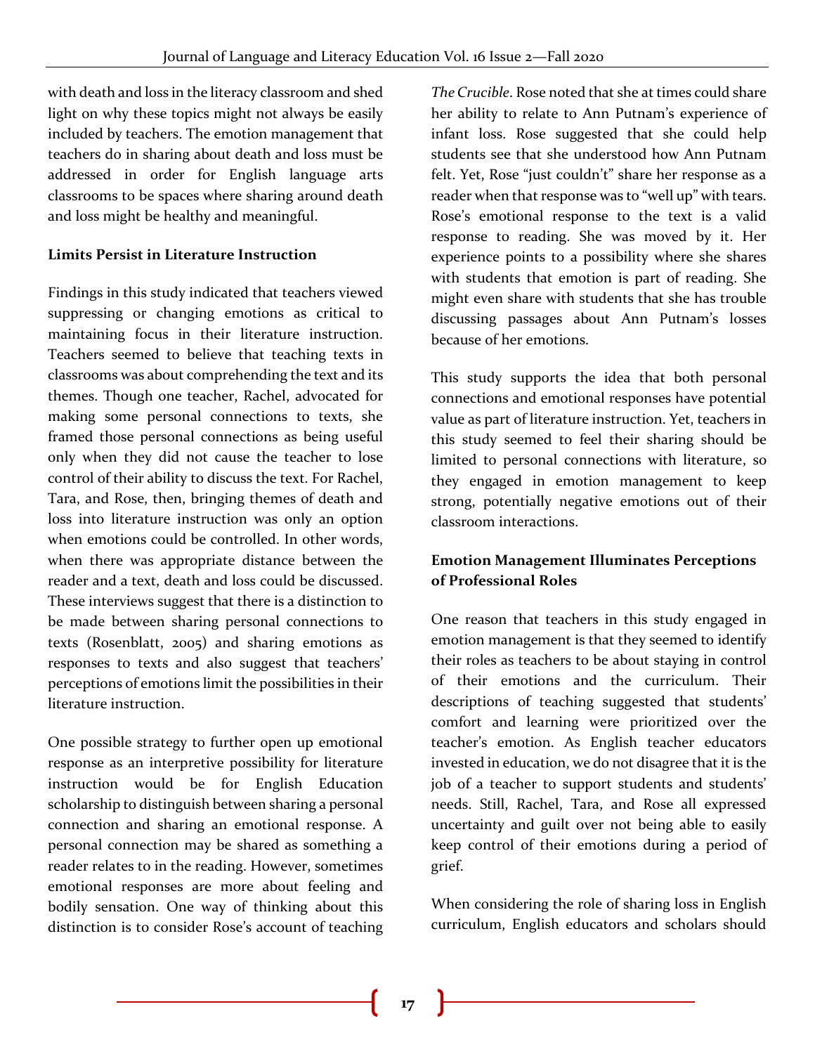with death and loss in the literacy classroom and shed light on why these topics might not always be easily included by teachers. The emotion management that teachers do in sharing about death and loss must be addressed in order for English language arts classrooms to be spaces where sharing around death and loss might be healthy and meaningful.

**Limits Persist in Literature Instruction**

Findings in this study indicated that teachers viewed suppressing or changing emotions as critical to maintaining focus in their literature instruction. Teachers seemed to believe that teaching texts in classrooms was about comprehending the text and its themes. Though one teacher, Rachel, advocated for making some personal connections to texts, she framed those personal connections as being useful only when they did not cause the teacher to lose control of their ability to discuss the text. For Rachel, Tara, and Rose, then, bringing themes of death and loss into literature instruction was only an option when emotions could be controlled. In other words, when there was appropriate distance between the reader and a text, death and loss could be discussed. These interviews suggest that there is a distinction to be made between sharing personal connections to texts (Rosenblatt, 2005) and sharing emotions as responses to texts and also suggest that teachers' perceptions of emotions limit the possibilities in their literature instruction.

One possible strategy to further open up emotional response as an interpretive possibility for literature instruction would be for English Education scholarship to distinguish between sharing a personal connection and sharing an emotional response. A personal connection may be shared as something a reader relates to in the reading. However, sometimes emotional responses are more about feeling and bodily sensation. One way of thinking about this distinction is to consider Rose's account of teaching *The Crucible*. Rose noted that she at times could share her ability to relate to Ann Putnam's experience of infant loss. Rose suggested that she could help students see that she understood how Ann Putnam felt. Yet, Rose "just couldn't" share her response as a reader when that response was to "well up" with tears. Rose's emotional response to the text is a valid response to reading. She was moved by it. Her experience points to a possibility where she shares with students that emotion is part of reading. She might even share with students that she has trouble discussing passages about Ann Putnam's losses because of her emotions.

This study supports the idea that both personal connections and emotional responses have potential value as part of literature instruction. Yet, teachers in this study seemed to feel their sharing should be limited to personal connections with literature, so they engaged in emotion management to keep strong, potentially negative emotions out of their classroom interactions.

**Emotion Management Illuminates Perceptions of Professional Roles**

One reason that teachers in this study engaged in emotion management is that they seemed to identify their roles as teachers to be about staying in control of their emotions and the curriculum. Their descriptions of teaching suggested that students' comfort and learning were prioritized over the teacher's emotion. As English teacher educators invested in education, we do not disagree that it is the job of a teacher to support students and students' needs. Still, Rachel, Tara, and Rose all expressed uncertainty and guilt over not being able to easily keep control of their emotions during a period of grief.

When considering the role of sharing loss in English curriculum, English educators and scholars should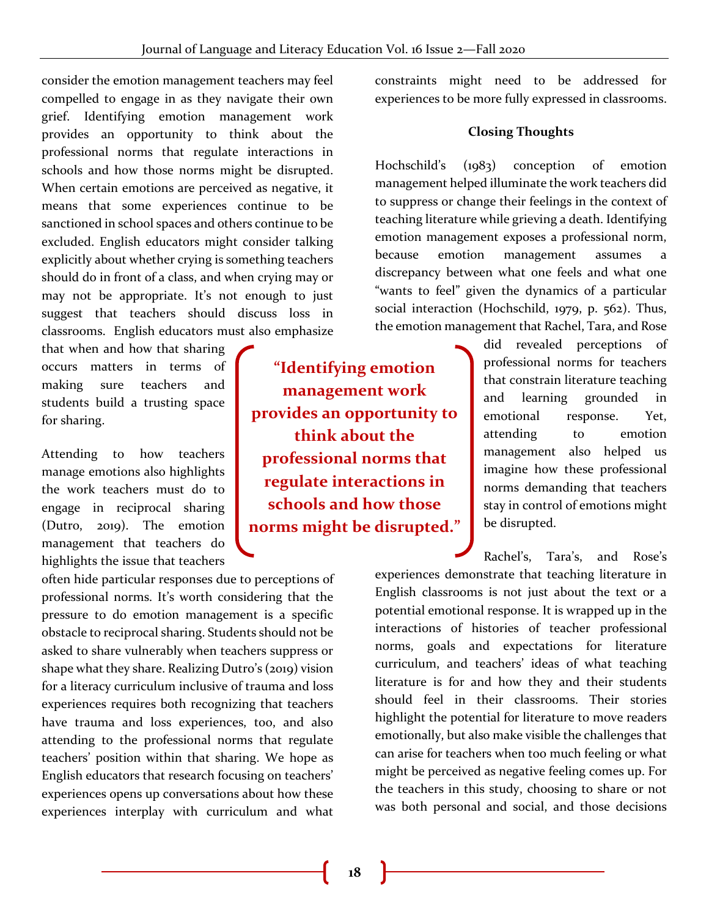consider the emotion management teachers may feel compelled to engage in as they navigate their own grief. Identifying emotion management work provides an opportunity to think about the professional norms that regulate interactions in schools and how those norms might be disrupted. When certain emotions are perceived as negative, it means that some experiences continue to be sanctioned in school spaces and others continue to be excluded. English educators might consider talking explicitly about whether crying is something teachers should do in front of a class, and when crying may or may not be appropriate. It's not enough to just suggest that teachers should discuss loss in classrooms. English educators must also emphasize that when and how that sharing occurs matters in terms of making sure teachers and students build a trusting space for sharing.

> **"Identifying emotion management work provides an opportunity to think about the professional norms that regulate interactions in schools and how those norms might be disrupted."**

Attending to how teachers manage emotions also highlights the work teachers must do to engage in reciprocal sharing (Dutro, 2019). The emotion management that teachers do highlights the issue that teachers often hide particular responses due to perceptions of professional norms. It's worth considering that the pressure to do emotion management is a specific obstacle to reciprocal sharing. Students should not be asked to share vulnerably when teachers suppress or shape what they share. Realizing Dutro's (2019) vision for a literacy curriculum inclusive of trauma and loss experiences requires both recognizing that teachers have trauma and loss experiences, too, and also attending to the professional norms that regulate teachers' position within that sharing. We hope as English educators that research focusing on teachers' experiences opens up conversations about how these experiences interplay with curriculum and what constraints might need to be addressed for experiences to be more fully expressed in classrooms.

## Closing Thoughts

Hochschild's (1983) conception of emotion management helped illuminate the work teachers did to suppress or change their feelings in the context of teaching literature while grieving a death. Identifying emotion management exposes a professional norm, because emotion management assumes a discrepancy between what one feels and what one "wants to feel" given the dynamics of a particular social interaction (Hochschild, 1979, p. 562). Thus, the emotion management that Rachel, Tara, and Rose did revealed perceptions of professional norms for teachers that constrain literature teaching and learning grounded in emotional response. Yet, attending to emotion management also helped us imagine how these professional norms demanding that teachers stay in control of emotions might be disrupted.

Rachel's, Tara's, and Rose's experiences demonstrate that teaching literature in English classrooms is not just about the text or a potential emotional response. It is wrapped up in the interactions of histories of teacher professional norms, goals and expectations for literature curriculum, and teachers' ideas of what teaching literature is for and how they and their students should feel in their classrooms. Their stories highlight the potential for literature to move readers emotionally, but also make visible the challenges that can arise for teachers when too much feeling or what might be perceived as negative feeling comes up. For the teachers in this study, choosing to share or not was both personal and social, and those decisions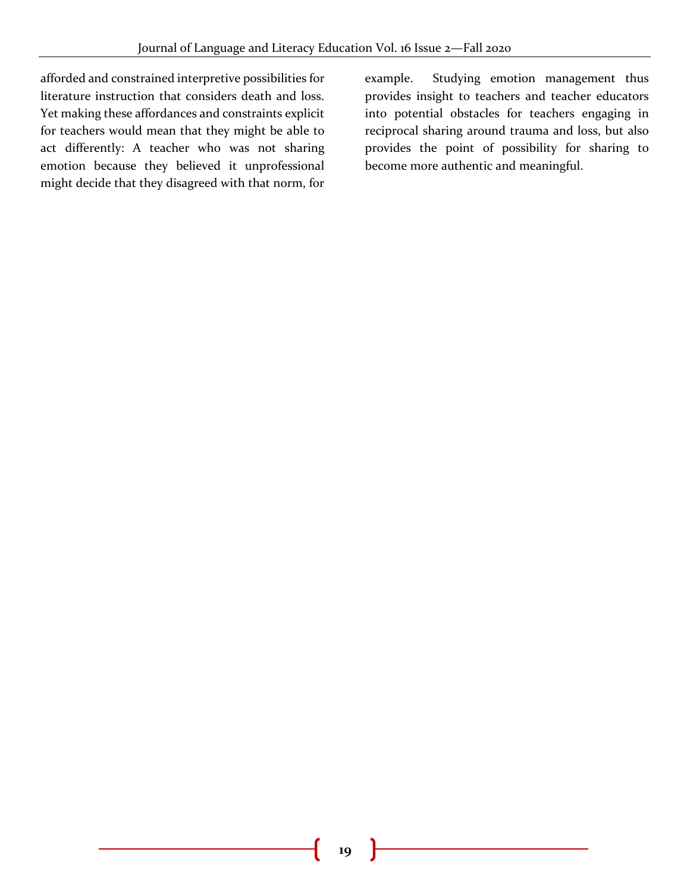afforded and constrained interpretive possibilities for literature instruction that considers death and loss. Yet making these affordances and constraints explicit for teachers would mean that they might be able to act differently: A teacher who was not sharing emotion because they believed it unprofessional might decide that they disagreed with that norm, for example. Studying emotion management thus provides insight to teachers and teacher educators into potential obstacles for teachers engaging in reciprocal sharing around trauma and loss, but also provides the point of possibility for sharing to become more authentic and meaningful.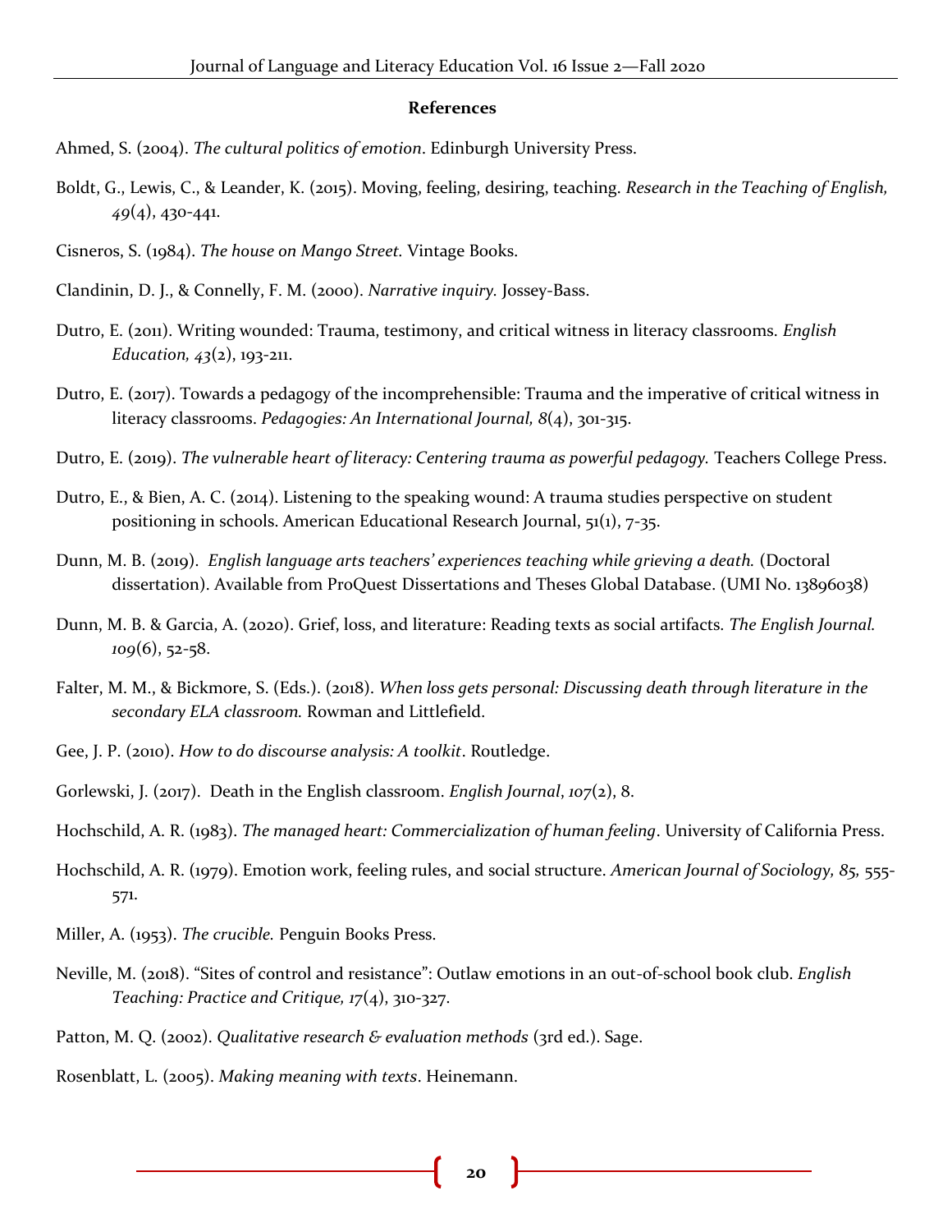**References**

Ahmed, S. (2004). *The cultural politics of emotion*. Edinburgh University Press.

Boldt, G., Lewis, C., & Leander, K. (2015). Moving, feeling, desiring, teaching. *Research in the Teaching of English, 49*(4), 430-441.

Cisneros, S. (1984). *The house on Mango Street.* Vintage Books.

Clandinin, D. J., & Connelly, F. M. (2000). *Narrative inquiry.* Jossey-Bass.

Dutro, E. (2011). Writing wounded: Trauma, testimony, and critical witness in literacy classrooms. *English Education, 43*(2), 193-211.

Dutro, E. (2017). Towards a pedagogy of the incomprehensible: Trauma and the imperative of critical witness in literacy classrooms. *Pedagogies: An International Journal, 8*(4), 301-315.

Dutro, E. (2019). *The vulnerable heart of literacy: Centering trauma as powerful pedagogy.* Teachers College Press.

Dutro, E., & Bien, A. C. (2014). Listening to the speaking wound: A trauma studies perspective on student positioning in schools. American Educational Research Journal, 51(1), 7-35.

Dunn, M. B. (2019). *English language arts teachers' experiences teaching while grieving a death.* (Doctoral dissertation). Available from ProQuest Dissertations and Theses Global Database. (UMI No. 13896038)

Dunn, M. B. & Garcia, A. (2020). Grief, loss, and literature: Reading texts as social artifacts. *The English Journal. 109*(6), 52-58.

Falter, M. M., & Bickmore, S. (Eds.). (2018). *When loss gets personal: Discussing death through literature in the secondary ELA classroom.* Rowman and Littlefield.

Gee, J. P. (2010). *How to do discourse analysis: A toolkit*. Routledge.

Gorlewski, J. (2017). Death in the English classroom. *English Journal*, *107*(2), 8.

Hochschild, A. R. (1983). *The managed heart: Commercialization of human feeling*. University of California Press.

Hochschild, A. R. (1979). Emotion work, feeling rules, and social structure. *American Journal of Sociology, 85,* 555-571.

Miller, A. (1953). *The crucible.* Penguin Books Press.

Neville, M. (2018). "Sites of control and resistance": Outlaw emotions in an out-of-school book club. *English Teaching: Practice and Critique, 17*(4), 310-327.

Patton, M. Q. (2002). *Qualitative research & evaluation methods* (3rd ed.). Sage.

Rosenblatt, L. (2005). *Making meaning with texts*. Heinemann.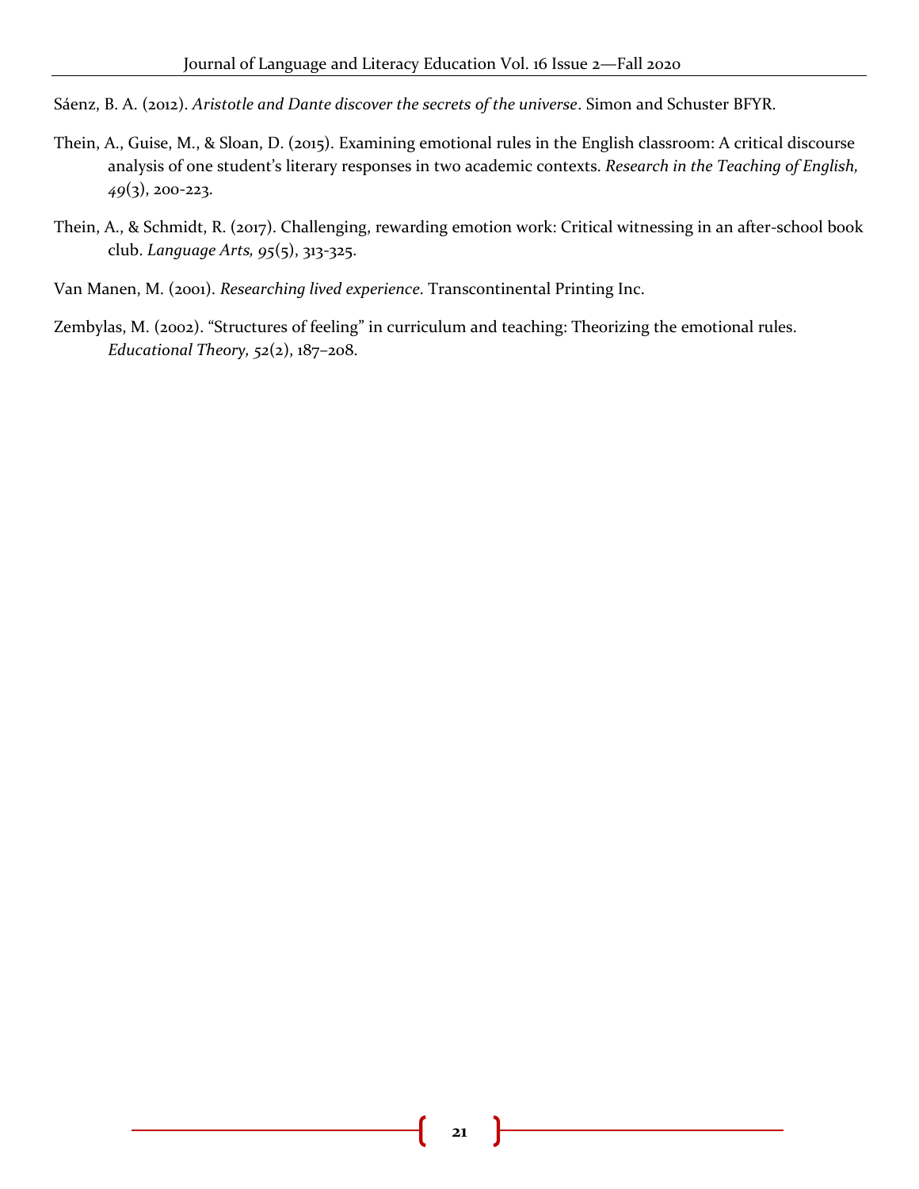Sáenz, B. A. (2012). *Aristotle and Dante discover the secrets of the universe*. Simon and Schuster BFYR.

Thein, A., Guise, M., & Sloan, D. (2015). Examining emotional rules in the English classroom: A critical discourse analysis of one student's literary responses in two academic contexts. *Research in the Teaching of English, 49*(3), 200-223.

Thein, A., & Schmidt, R. (2017). Challenging, rewarding emotion work: Critical witnessing in an after-school book club. *Language Arts, 95*(5), 313-325.

Van Manen, M. (2001). *Researching lived experience*. Transcontinental Printing Inc.

Zembylas, M. (2002). "Structures of feeling" in curriculum and teaching: Theorizing the emotional rules. *Educational Theory, 52*(2), 187–208.